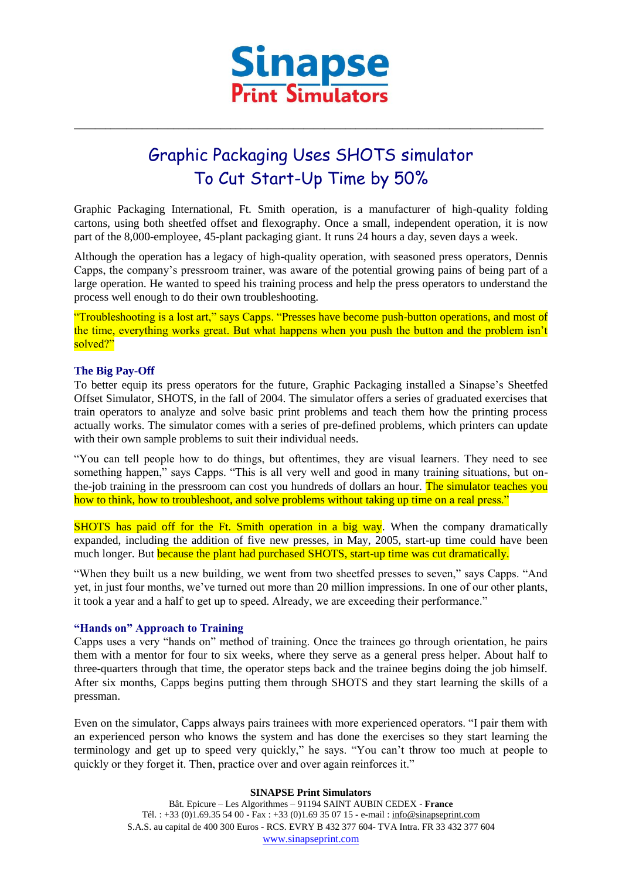# Sinapse Print Simulators

## Graphic Packaging Uses SHOTS simulator To Cut Start-Up Time by 50%

Graphic Packaging International, Ft. Smith operation, is a manufacturer of high-quality folding cartons, using both sheetfed offset and flexography. Once a small, independent operation, it is now part of the 8,000-employee, 45-plant packaging giant. It runs 24 hours a day, seven days a week.

Although the operation has a legacy of high-quality operation, with seasoned press operators, Dennis Capps, the company's pressroom trainer, was aware of the potential growing pains of being part of a large operation. He wanted to speed his training process and help the press operators to understand the process well enough to do their own troubleshooting.

"Troubleshooting is a lost art," says Capps. "Presses have become push-button operations, and most of the time, everything works great. But what happens when you push the button and the problem isn't solved?"

### The Big Pay-Off

To better equip its press operators for the future, Graphic Packaging installed a Sinapse's Sheetfed Offset Simulator, SHOTS, in the fall of 2004. The simulator offers a series of graduated exercises that train operators to analyze and solve basic print problems and teach them how the printing process actually works. The simulator comes with a series of pre-defined problems, which printers can update with their own sample problems to suit their individual needs.

"You can tell people how to do things, but oftentimes, they are visual learners. They need to see something happen," says Capps. "This is all very well and good in many training situations, but on-the-job training in the pressroom can cost you hundreds of dollars an hour. The simulator teaches you how to think, how to troubleshoot, and solve problems without taking up time on a real press."

SHOTS has paid off for the Ft. Smith operation in a big way. When the company dramatically expanded, including the addition of five new presses, in May, 2005, start-up time could have been much longer. But because the plant had purchased SHOTS, start-up time was cut dramatically.

"When they built us a new building, we went from two sheetfed presses to seven," says Capps. "And yet, in just four months, we've turned out more than 20 million impressions. In one of our other plants, it took a year and a half to get up to speed. Already, we are exceeding their performance."

### "Hands on" Approach to Training

Capps uses a very "hands on" method of training. Once the trainees go through orientation, he pairs them with a mentor for four to six weeks, where they serve as a general press helper. About half to three-quarters through that time, the operator steps back and the trainee begins doing the job himself. After six months, Capps begins putting them through SHOTS and they start learning the skills of a pressman.

Even on the simulator, Capps always pairs trainees with more experienced operators. "I pair them with an experienced person who knows the system and has done the exercises so they start learning the terminology and get up to speed very quickly," he says. "You can't throw too much at people to quickly or they forget it. Then, practice over and over again reinforces it."

**SINAPSE Print Simulators**

Bât. Epicure – Les Algorithmes – 91194 SAINT AUBIN CEDEX - **France**
Tél. : +33 (0)1.69.35 54 00 - Fax : +33 (0)1.69 35 07 15 - e-mail : info@sinapseprint.com
S.A.S. au capital de 400 300 Euros - RCS. EVRY B 432 377 604- TVA Intra. FR 33 432 377 604
www.sinapseprint.com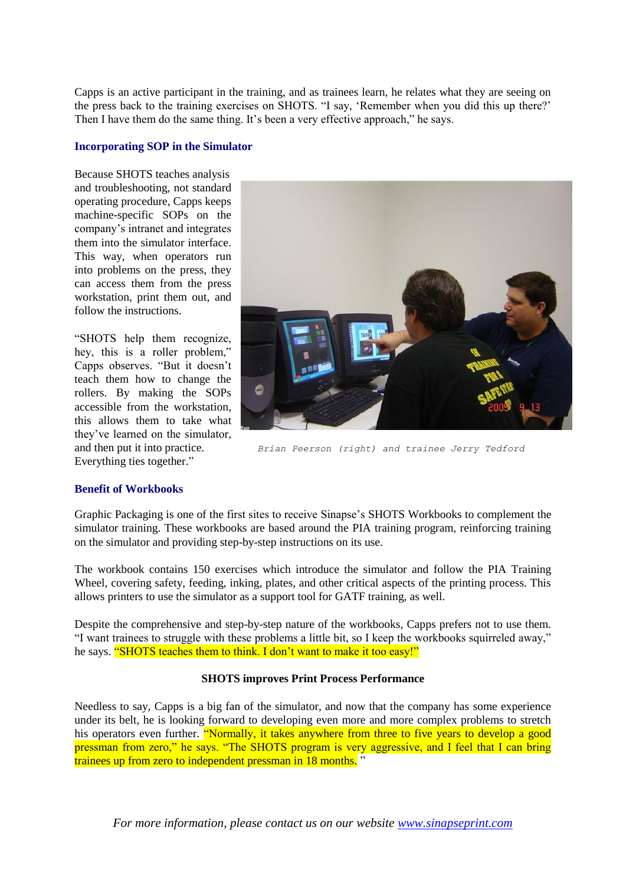Capps is an active participant in the training, and as trainees learn, he relates what they are seeing on the press back to the training exercises on SHOTS. "I say, 'Remember when you did this up there?' Then I have them do the same thing. It's been a very effective approach," he says.

## Incorporating SOP in the Simulator

Because SHOTS teaches analysis and troubleshooting, not standard operating procedure, Capps keeps machine-specific SOPs on the company's intranet and integrates them into the simulator interface. This way, when operators run into problems on the press, they can access them from the press workstation, print them out, and follow the instructions.

"SHOTS help them recognize, hey, this is a roller problem," Capps observes. "But it doesn't teach them how to change the rollers. By making the SOPs accessible from the workstation, this allows them to take what they've learned on the simulator, and then put it into practice. Everything ties together."

Brian Peerson (right) and trainee Jerry Tedford

## Benefit of Workbooks

Graphic Packaging is one of the first sites to receive Sinapse's SHOTS Workbooks to complement the simulator training. These workbooks are based around the PIA training program, reinforcing training on the simulator and providing step-by-step instructions on its use.

The workbook contains 150 exercises which introduce the simulator and follow the PIA Training Wheel, covering safety, feeding, inking, plates, and other critical aspects of the printing process. This allows printers to use the simulator as a support tool for GATF training, as well.

Despite the comprehensive and step-by-step nature of the workbooks, Capps prefers not to use them. "I want trainees to struggle with these problems a little bit, so I keep the workbooks squirreled away," he says. "SHOTS teaches them to think. I don't want to make it too easy!"

### SHOTS improves Print Process Performance

Needless to say, Capps is a big fan of the simulator, and now that the company has some experience under its belt, he is looking forward to developing even more and more complex problems to stretch his operators even further. "Normally, it takes anywhere from three to five years to develop a good pressman from zero," he says. "The SHOTS program is very aggressive, and I feel that I can bring trainees up from zero to independent pressman in 18 months. "

*For more information, please contact us on our website [www.sinapseprint.com](http://www.sinapseprint.com)*